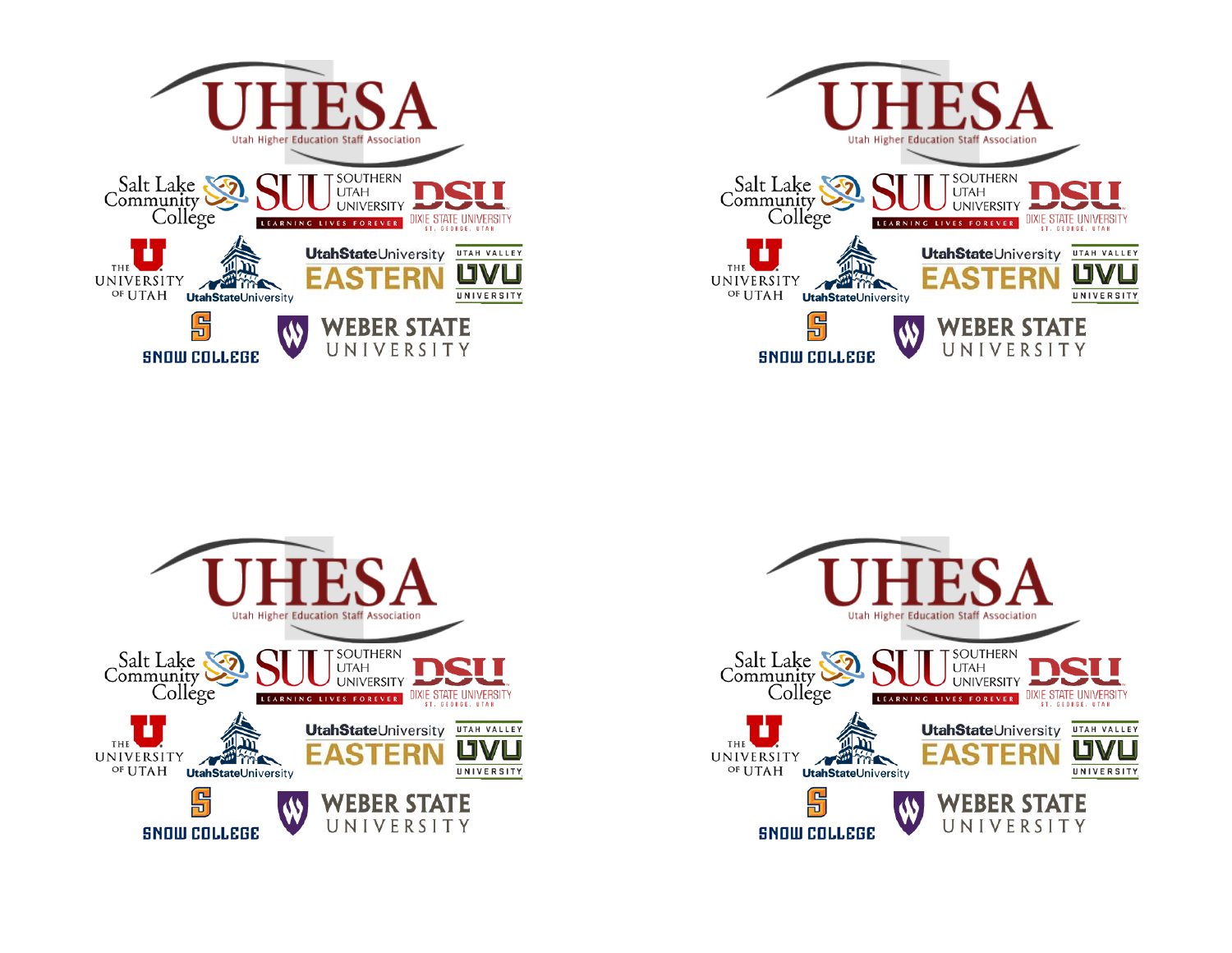UHESA

Utah Higher Education Staff Association

Salt Lake Community College

SUU SOUTHERN UTAH UNIVERSITY LEARNING LIVES FOREVER

DSU DIXIE STATE UNIVERSITY ST. GEORGE, UTAH

THE UNIVERSITY OF UTAH

UtahStateUniversity

UtahStateUniversity EASTERN

UTAH VALLEY UVU UNIVERSITY

SNOW COLLEGE

WEBER STATE UNIVERSITY

UHESA

Utah Higher Education Staff Association

Salt Lake Community College

SUU SOUTHERN UTAH UNIVERSITY LEARNING LIVES FOREVER

DSU DIXIE STATE UNIVERSITY ST. GEORGE, UTAH

THE UNIVERSITY OF UTAH

UtahStateUniversity

UtahStateUniversity EASTERN

UTAH VALLEY UVU UNIVERSITY

SNOW COLLEGE

WEBER STATE UNIVERSITY

UHESA

Utah Higher Education Staff Association

Salt Lake Community College

SUU SOUTHERN UTAH UNIVERSITY LEARNING LIVES FOREVER

DSU DIXIE STATE UNIVERSITY ST. GEORGE, UTAH

THE UNIVERSITY OF UTAH

UtahStateUniversity

UtahStateUniversity EASTERN

UTAH VALLEY UVU UNIVERSITY

SNOW COLLEGE

WEBER STATE UNIVERSITY

UHESA

Utah Higher Education Staff Association

Salt Lake Community College

SUU SOUTHERN UTAH UNIVERSITY LEARNING LIVES FOREVER

DSU DIXIE STATE UNIVERSITY ST. GEORGE, UTAH

THE UNIVERSITY OF UTAH

UtahStateUniversity

UtahStateUniversity EASTERN

UTAH VALLEY UVU UNIVERSITY

SNOW COLLEGE

WEBER STATE UNIVERSITY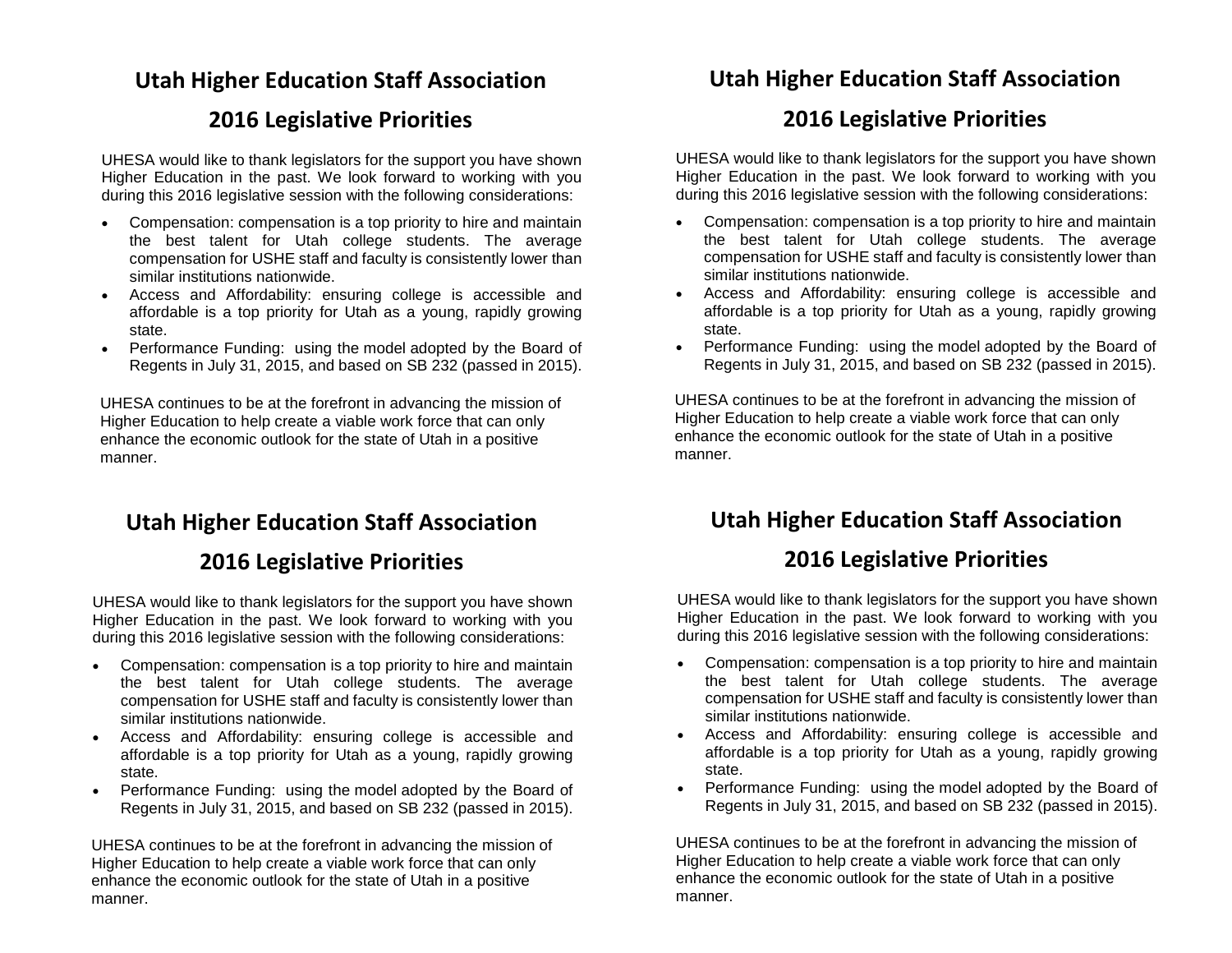# Utah Higher Education Staff Association

## 2016 Legislative Priorities

UHESA would like to thank legislators for the support you have shown Higher Education in the past. We look forward to working with you during this 2016 legislative session with the following considerations:

- Compensation: compensation is a top priority to hire and maintain the best talent for Utah college students. The average compensation for USHE staff and faculty is consistently lower than similar institutions nationwide.
- Access and Affordability: ensuring college is accessible and affordable is a top priority for Utah as a young, rapidly growing state.
- Performance Funding: using the model adopted by the Board of Regents in July 31, 2015, and based on SB 232 (passed in 2015).

UHESA continues to be at the forefront in advancing the mission of Higher Education to help create a viable work force that can only enhance the economic outlook for the state of Utah in a positive manner.

# Utah Higher Education Staff Association

## 2016 Legislative Priorities

UHESA would like to thank legislators for the support you have shown Higher Education in the past. We look forward to working with you during this 2016 legislative session with the following considerations:

- Compensation: compensation is a top priority to hire and maintain the best talent for Utah college students. The average compensation for USHE staff and faculty is consistently lower than similar institutions nationwide.
- Access and Affordability: ensuring college is accessible and affordable is a top priority for Utah as a young, rapidly growing state.
- Performance Funding: using the model adopted by the Board of Regents in July 31, 2015, and based on SB 232 (passed in 2015).

UHESA continues to be at the forefront in advancing the mission of Higher Education to help create a viable work force that can only enhance the economic outlook for the state of Utah in a positive manner.

# Utah Higher Education Staff Association

## 2016 Legislative Priorities

UHESA would like to thank legislators for the support you have shown Higher Education in the past. We look forward to working with you during this 2016 legislative session with the following considerations:

- Compensation: compensation is a top priority to hire and maintain the best talent for Utah college students. The average compensation for USHE staff and faculty is consistently lower than similar institutions nationwide.
- Access and Affordability: ensuring college is accessible and affordable is a top priority for Utah as a young, rapidly growing state.
- Performance Funding: using the model adopted by the Board of Regents in July 31, 2015, and based on SB 232 (passed in 2015).

UHESA continues to be at the forefront in advancing the mission of Higher Education to help create a viable work force that can only enhance the economic outlook for the state of Utah in a positive manner.

# Utah Higher Education Staff Association

## 2016 Legislative Priorities

UHESA would like to thank legislators for the support you have shown Higher Education in the past. We look forward to working with you during this 2016 legislative session with the following considerations:

- Compensation: compensation is a top priority to hire and maintain the best talent for Utah college students. The average compensation for USHE staff and faculty is consistently lower than similar institutions nationwide.
- Access and Affordability: ensuring college is accessible and affordable is a top priority for Utah as a young, rapidly growing state.
- Performance Funding: using the model adopted by the Board of Regents in July 31, 2015, and based on SB 232 (passed in 2015).

UHESA continues to be at the forefront in advancing the mission of Higher Education to help create a viable work force that can only enhance the economic outlook for the state of Utah in a positive manner.